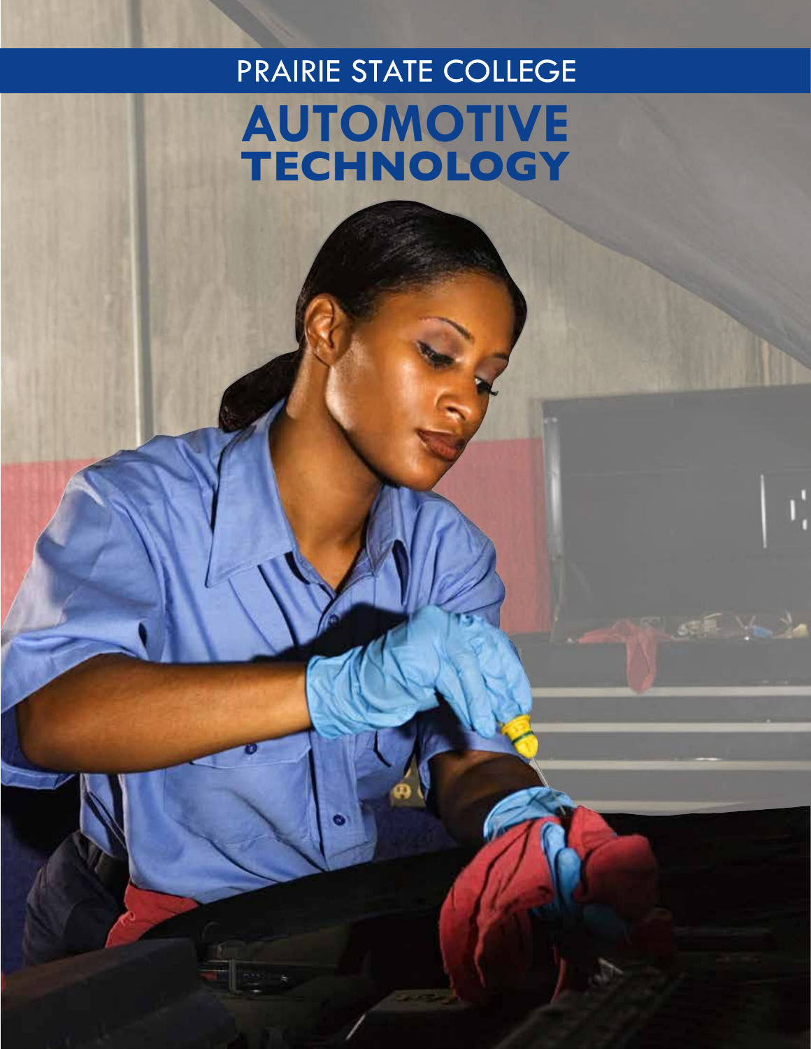PRAIRIE STATE COLLEGE

# AUTOMOTIVE TECHNOLOGY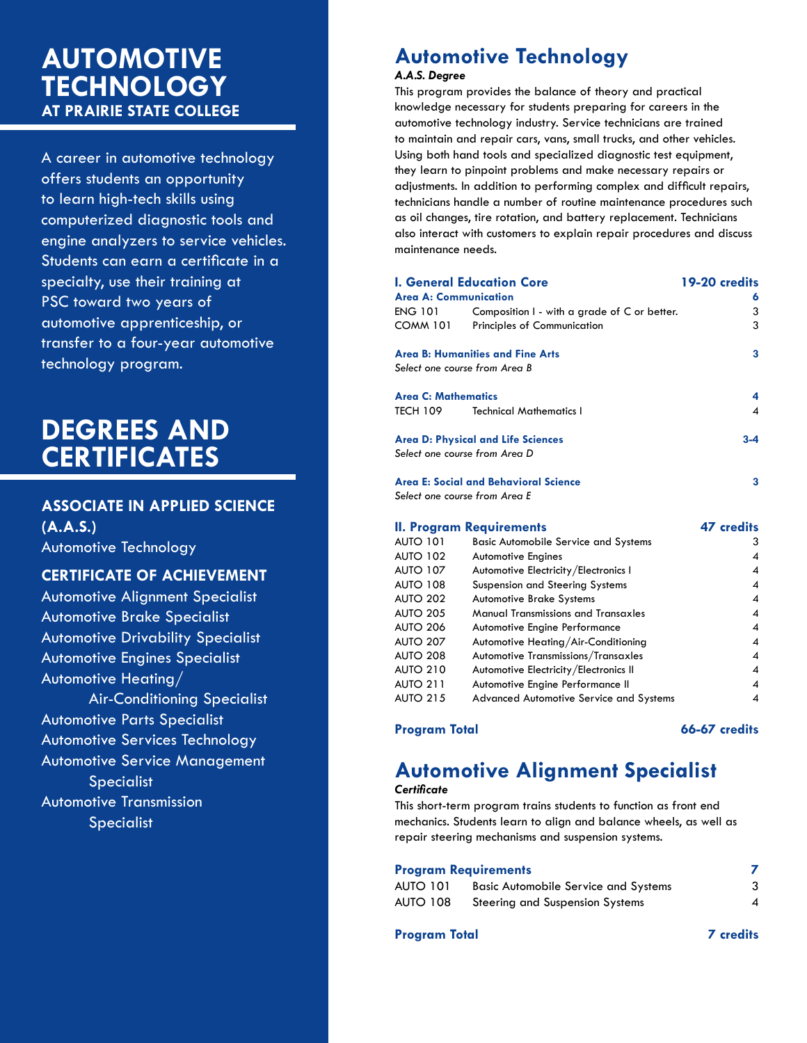# AUTOMOTIVE TECHNOLOGY
## AT PRAIRIE STATE COLLEGE

A career in automotive technology offers students an opportunity to learn high-tech skills using computerized diagnostic tools and engine analyzers to service vehicles. Students can earn a certificate in a specialty, use their training at PSC toward two years of automotive apprenticeship, or transfer to a four-year automotive technology program.

# DEGREES AND CERTIFICATES

### ASSOCIATE IN APPLIED SCIENCE (A.A.S.)

Automotive Technology

### CERTIFICATE OF ACHIEVEMENT

- Automotive Alignment Specialist
- Automotive Brake Specialist
- Automotive Drivability Specialist
- Automotive Engines Specialist
- Automotive Heating/Air-Conditioning Specialist
- Automotive Parts Specialist
- Automotive Services Technology
- Automotive Service Management Specialist
- Automotive Transmission Specialist

## Automotive Technology

***A.A.S. Degree***

This program provides the balance of theory and practical knowledge necessary for students preparing for careers in the automotive technology industry. Service technicians are trained to maintain and repair cars, vans, small trucks, and other vehicles. Using both hand tools and specialized diagnostic test equipment, they learn to pinpoint problems and make necessary repairs or adjustments. In addition to performing complex and difficult repairs, technicians handle a number of routine maintenance procedures such as oil changes, tire rotation, and battery replacement. Technicians also interact with customers to explain repair procedures and discuss maintenance needs.

| **I. General Education Core** | | **19-20 credits** |
|---|---|---|
| **Area A: Communication** | | **6** |
| ENG 101 | Composition I - with a grade of C or better. | 3 |
| COMM 101 | Principles of Communication | 3 |
| **Area B: Humanities and Fine Arts** | | **3** |
| *Select one course from Area B* | | |
| **Area C: Mathematics** | | **4** |
| TECH 109 | Technical Mathematics I | 4 |
| **Area D: Physical and Life Sciences** | | **3-4** |
| *Select one course from Area D* | | |
| **Area E: Social and Behavioral Science** | | **3** |
| *Select one course from Area E* | | |
| **II. Program Requirements** | | **47 credits** |
| AUTO 101 | Basic Automobile Service and Systems | 3 |
| AUTO 102 | Automotive Engines | 4 |
| AUTO 107 | Automotive Electricity/Electronics I | 4 |
| AUTO 108 | Suspension and Steering Systems | 4 |
| AUTO 202 | Automotive Brake Systems | 4 |
| AUTO 205 | Manual Transmissions and Transaxles | 4 |
| AUTO 206 | Automotive Engine Performance | 4 |
| AUTO 207 | Automotive Heating/Air-Conditioning | 4 |
| AUTO 208 | Automotive Transmissions/Transaxles | 4 |
| AUTO 210 | Automotive Electricity/Electronics II | 4 |
| AUTO 211 | Automotive Engine Performance II | 4 |
| AUTO 215 | Advanced Automotive Service and Systems | 4 |
| **Program Total** | | **66-67 credits** |

## Automotive Alignment Specialist

***Certificate***

This short-term program trains students to function as front end mechanics. Students learn to align and balance wheels, as well as repair steering mechanisms and suspension systems.

| **Program Requirements** | | **7** |
|---|---|---|
| AUTO 101 | Basic Automobile Service and Systems | 3 |
| AUTO 108 | Steering and Suspension Systems | 4 |
| **Program Total** | | **7 credits** |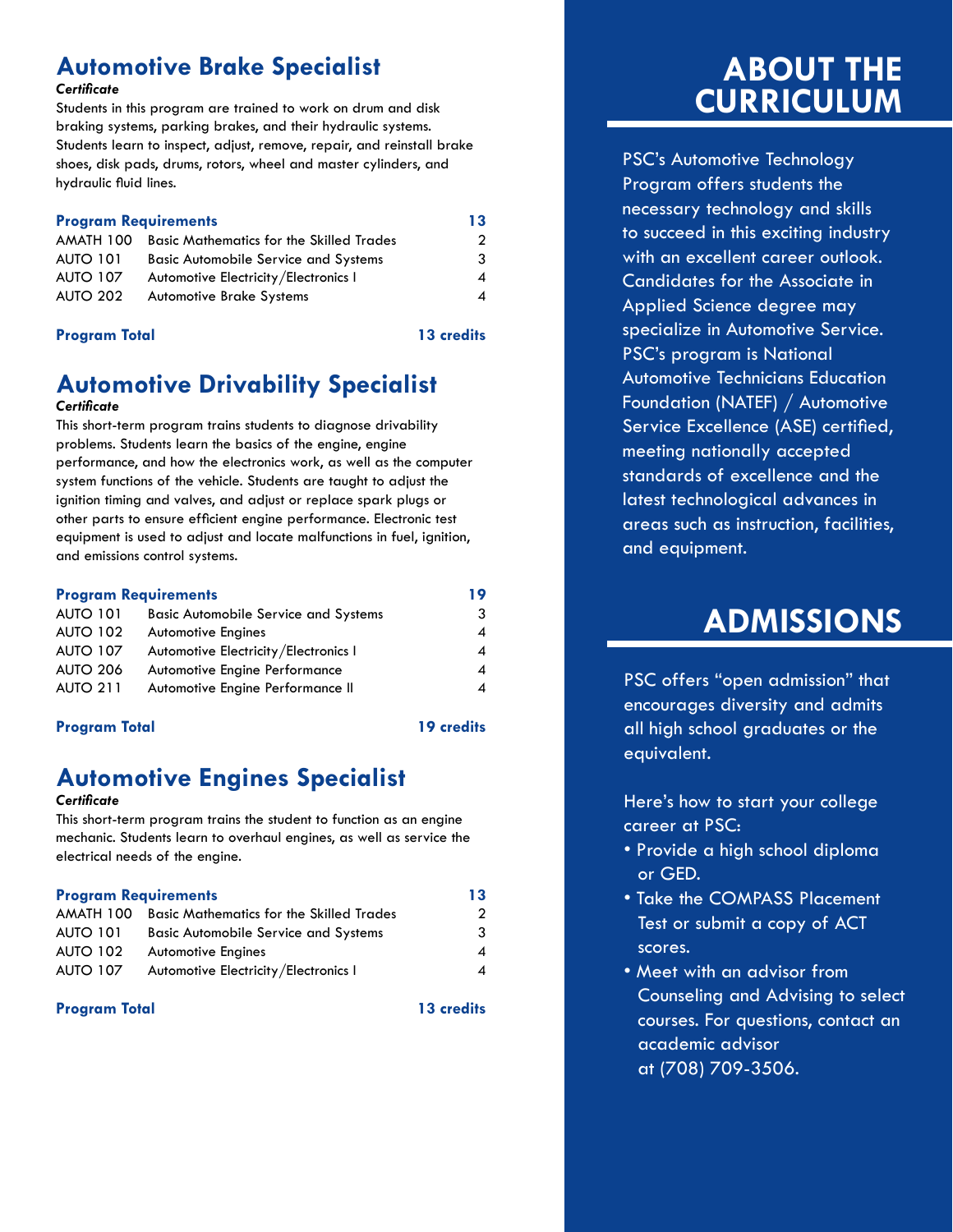## Automotive Brake Specialist

***Certificate***

Students in this program are trained to work on drum and disk braking systems, parking brakes, and their hydraulic systems. Students learn to inspect, adjust, remove, repair, and reinstall brake shoes, disk pads, drums, rotors, wheel and master cylinders, and hydraulic fluid lines.

| **Program Requirements** | | **13** |
|---|---|---|
| AMATH 100 | Basic Mathematics for the Skilled Trades | 2 |
| AUTO 101 | Basic Automobile Service and Systems | 3 |
| AUTO 107 | Automotive Electricity/Electronics I | 4 |
| AUTO 202 | Automotive Brake Systems | 4 |
| **Program Total** | | **13 credits** |

## Automotive Drivability Specialist

***Certificate***

This short-term program trains students to diagnose drivability problems. Students learn the basics of the engine, engine performance, and how the electronics work, as well as the computer system functions of the vehicle. Students are taught to adjust the ignition timing and valves, and adjust or replace spark plugs or other parts to ensure efficient engine performance. Electronic test equipment is used to adjust and locate malfunctions in fuel, ignition, and emissions control systems.

| **Program Requirements** | | **19** |
|---|---|---|
| AUTO 101 | Basic Automobile Service and Systems | 3 |
| AUTO 102 | Automotive Engines | 4 |
| AUTO 107 | Automotive Electricity/Electronics I | 4 |
| AUTO 206 | Automotive Engine Performance | 4 |
| AUTO 211 | Automotive Engine Performance II | 4 |
| **Program Total** | | **19 credits** |

## Automotive Engines Specialist

***Certificate***

This short-term program trains the student to function as an engine mechanic. Students learn to overhaul engines, as well as service the electrical needs of the engine.

| **Program Requirements** | | **13** |
|---|---|---|
| AMATH 100 | Basic Mathematics for the Skilled Trades | 2 |
| AUTO 101 | Basic Automobile Service and Systems | 3 |
| AUTO 102 | Automotive Engines | 4 |
| AUTO 107 | Automotive Electricity/Electronics I | 4 |
| **Program Total** | | **13 credits** |

# ABOUT THE CURRICULUM

PSC's Automotive Technology Program offers students the necessary technology and skills to succeed in this exciting industry with an excellent career outlook. Candidates for the Associate in Applied Science degree may specialize in Automotive Service. PSC's program is National Automotive Technicians Education Foundation (NATEF) / Automotive Service Excellence (ASE) certified, meeting nationally accepted standards of excellence and the latest technological advances in areas such as instruction, facilities, and equipment.

# ADMISSIONS

PSC offers "open admission" that encourages diversity and admits all high school graduates or the equivalent.

Here's how to start your college career at PSC:

- Provide a high school diploma or GED.
- Take the COMPASS Placement Test or submit a copy of ACT scores.
- Meet with an advisor from Counseling and Advising to select courses. For questions, contact an academic advisor at (708) 709-3506.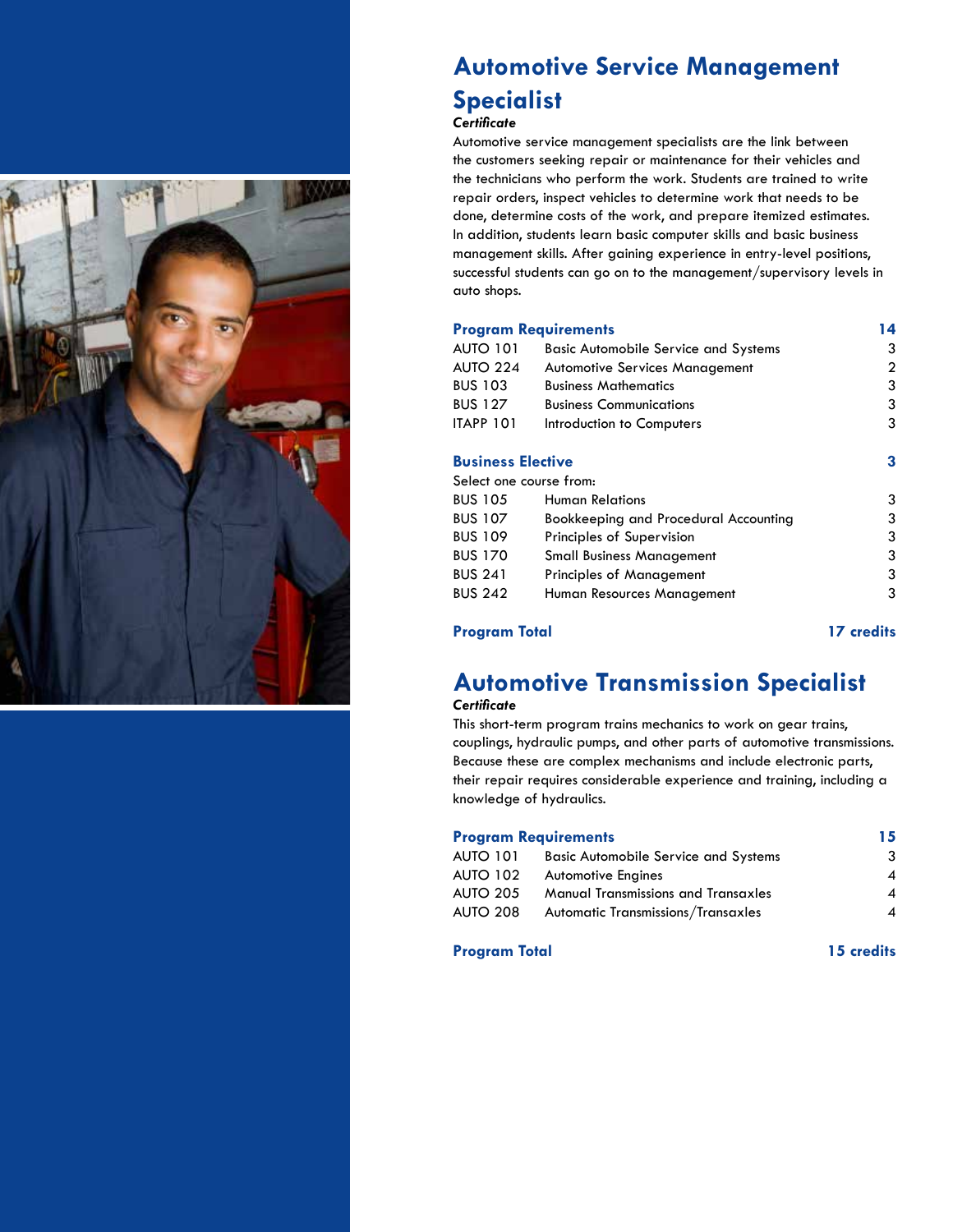## Automotive Service Management Specialist

***Certificate***

Automotive service management specialists are the link between the customers seeking repair or maintenance for their vehicles and the technicians who perform the work. Students are trained to write repair orders, inspect vehicles to determine work that needs to be done, determine costs of the work, and prepare itemized estimates. In addition, students learn basic computer skills and basic business management skills. After gaining experience in entry-level positions, successful students can go on to the management/supervisory levels in auto shops.

| **Program Requirements** | | **14** |
|---|---|---|
| AUTO 101 | Basic Automobile Service and Systems | 3 |
| AUTO 224 | Automotive Services Management | 2 |
| BUS 103 | Business Mathematics | 3 |
| BUS 127 | Business Communications | 3 |
| ITAPP 101 | Introduction to Computers | 3 |

| **Business Elective** | | **3** |
|---|---|---|
| Select one course from: | | |
| BUS 105 | Human Relations | 3 |
| BUS 107 | Bookkeeping and Procedural Accounting | 3 |
| BUS 109 | Principles of Supervision | 3 |
| BUS 170 | Small Business Management | 3 |
| BUS 241 | Principles of Management | 3 |
| BUS 242 | Human Resources Management | 3 |

**Program Total** **17 credits**

## Automotive Transmission Specialist

***Certificate***

This short-term program trains mechanics to work on gear trains, couplings, hydraulic pumps, and other parts of automotive transmissions. Because these are complex mechanisms and include electronic parts, their repair requires considerable experience and training, including a knowledge of hydraulics.

| **Program Requirements** | | **15** |
|---|---|---|
| AUTO 101 | Basic Automobile Service and Systems | 3 |
| AUTO 102 | Automotive Engines | 4 |
| AUTO 205 | Manual Transmissions and Transaxles | 4 |
| AUTO 208 | Automatic Transmissions/Transaxles | 4 |

**Program Total** **15 credits**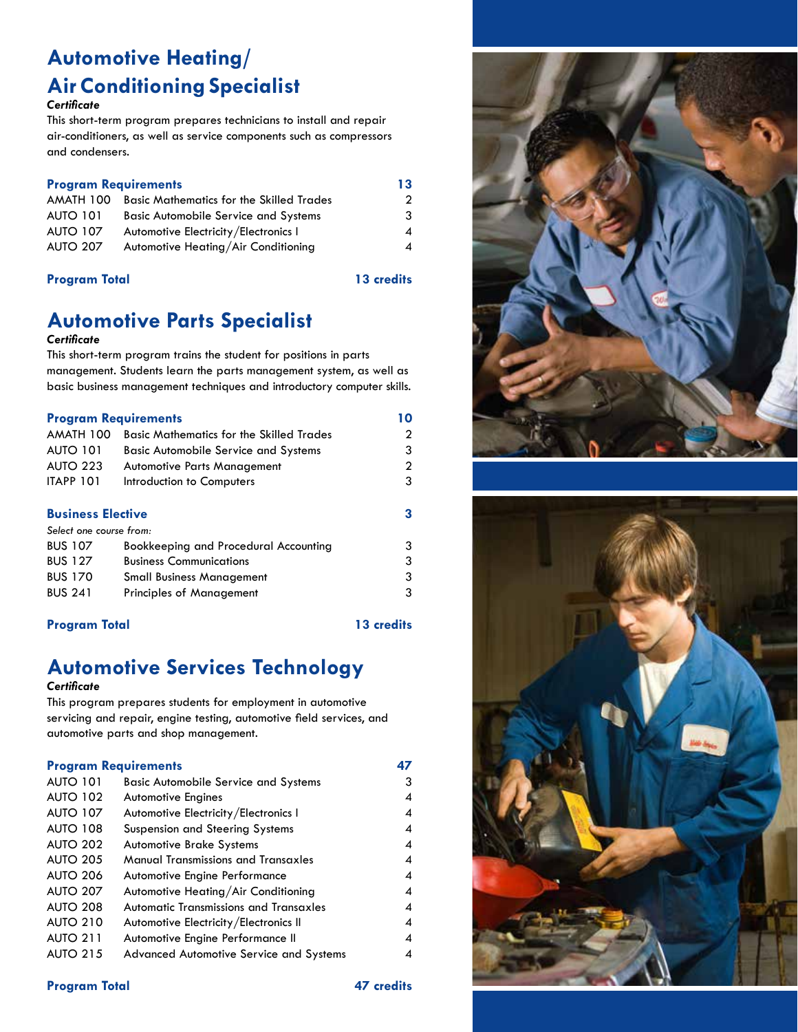# Automotive Heating/ Air Conditioning Specialist

***Certificate***

This short-term program prepares technicians to install and repair air-conditioners, as well as service components such as compressors and condensers.

| **Program Requirements** | | **13** |
|---|---|---|
| AMATH 100 | Basic Mathematics for the Skilled Trades | 2 |
| AUTO 101 | Basic Automobile Service and Systems | 3 |
| AUTO 107 | Automotive Electricity/Electronics I | 4 |
| AUTO 207 | Automotive Heating/Air Conditioning | 4 |

**Program Total** **13 credits**

# Automotive Parts Specialist

***Certificate***

This short-term program trains the student for positions in parts management. Students learn the parts management system, as well as basic business management techniques and introductory computer skills.

| **Program Requirements** | | **10** |
|---|---|---|
| AMATH 100 | Basic Mathematics for the Skilled Trades | 2 |
| AUTO 101 | Basic Automobile Service and Systems | 3 |
| AUTO 223 | Automotive Parts Management | 2 |
| ITAPP 101 | Introduction to Computers | 3 |

**Business Elective** **3**

*Select one course from:*

| | | |
|---|---|---|
| BUS 107 | Bookkeeping and Procedural Accounting | 3 |
| BUS 127 | Business Communications | 3 |
| BUS 170 | Small Business Management | 3 |
| BUS 241 | Principles of Management | 3 |

**Program Total** **13 credits**

# Automotive Services Technology

***Certificate***

This program prepares students for employment in automotive servicing and repair, engine testing, automotive field services, and automotive parts and shop management.

| **Program Requirements** | | **47** |
|---|---|---|
| AUTO 101 | Basic Automobile Service and Systems | 3 |
| AUTO 102 | Automotive Engines | 4 |
| AUTO 107 | Automotive Electricity/Electronics I | 4 |
| AUTO 108 | Suspension and Steering Systems | 4 |
| AUTO 202 | Automotive Brake Systems | 4 |
| AUTO 205 | Manual Transmissions and Transaxles | 4 |
| AUTO 206 | Automotive Engine Performance | 4 |
| AUTO 207 | Automotive Heating/Air Conditioning | 4 |
| AUTO 208 | Automatic Transmissions and Transaxles | 4 |
| AUTO 210 | Automotive Electricity/Electronics II | 4 |
| AUTO 211 | Automotive Engine Performance II | 4 |
| AUTO 215 | Advanced Automotive Service and Systems | 4 |

**Program Total** **47 credits**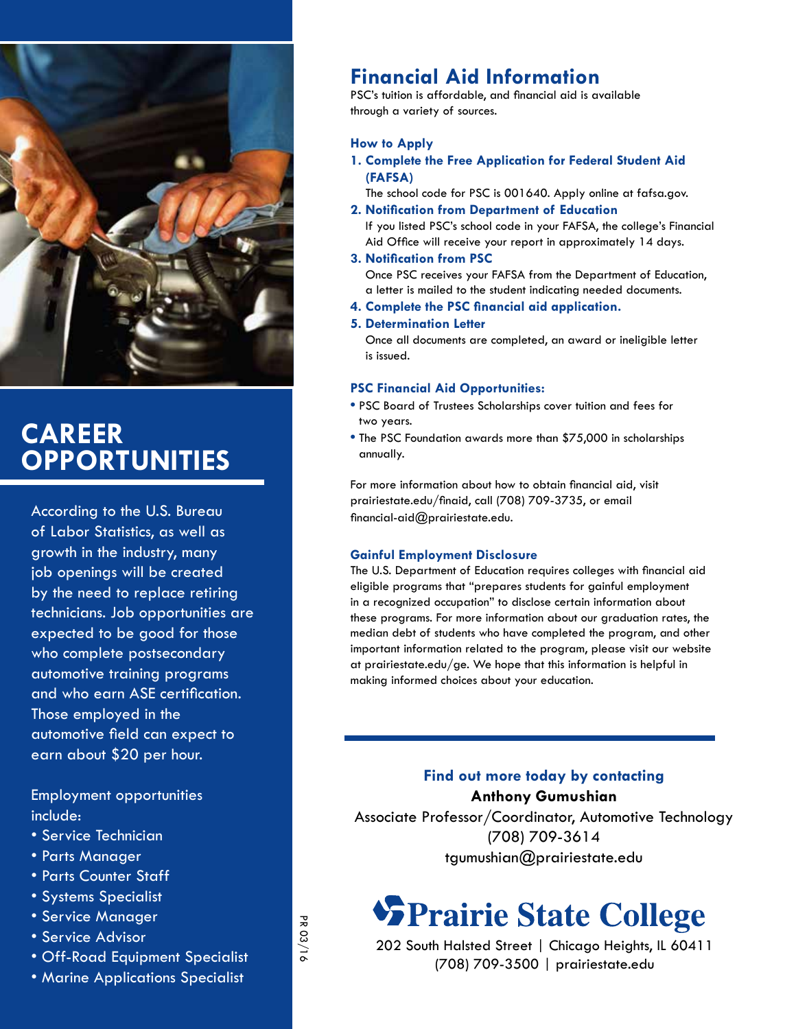## CAREER OPPORTUNITIES

According to the U.S. Bureau of Labor Statistics, as well as growth in the industry, many job openings will be created by the need to replace retiring technicians. Job opportunities are expected to be good for those who complete postsecondary automotive training programs and who earn ASE certification. Those employed in the automotive field can expect to earn about $20 per hour.

Employment opportunities include:

- Service Technician
- Parts Manager
- Parts Counter Staff
- Systems Specialist
- Service Manager
- Service Advisor
- Off-Road Equipment Specialist
- Marine Applications Specialist

PR 03/16

## Financial Aid Information

PSC's tuition is affordable, and financial aid is available through a variety of sources.

### How to Apply

1. **Complete the Free Application for Federal Student Aid (FAFSA)**
   The school code for PSC is 001640. Apply online at fafsa.gov.
2. **Notification from Department of Education**
   If you listed PSC's school code in your FAFSA, the college's Financial Aid Office will receive your report in approximately 14 days.
3. **Notification from PSC**
   Once PSC receives your FAFSA from the Department of Education, a letter is mailed to the student indicating needed documents.
4. **Complete the PSC financial aid application.**
5. **Determination Letter**
   Once all documents are completed, an award or ineligible letter is issued.

### PSC Financial Aid Opportunities:

- PSC Board of Trustees Scholarships cover tuition and fees for two years.
- The PSC Foundation awards more than $75,000 in scholarships annually.

For more information about how to obtain financial aid, visit prairiestate.edu/finaid, call (708) 709-3735, or email financial-aid@prairiestate.edu.

### Gainful Employment Disclosure

The U.S. Department of Education requires colleges with financial aid eligible programs that "prepares students for gainful employment in a recognized occupation" to disclose certain information about these programs. For more information about our graduation rates, the median debt of students who have completed the program, and other important information related to the program, please visit our website at prairiestate.edu/ge. We hope that this information is helpful in making informed choices about your education.

**Find out more today by contacting**

**Anthony Gumushian**

Associate Professor/Coordinator, Automotive Technology

(708) 709-3614

tgumushian@prairiestate.edu

**Prairie State College**

202 South Halsted Street | Chicago Heights, IL 60411

(708) 709-3500 | prairiestate.edu